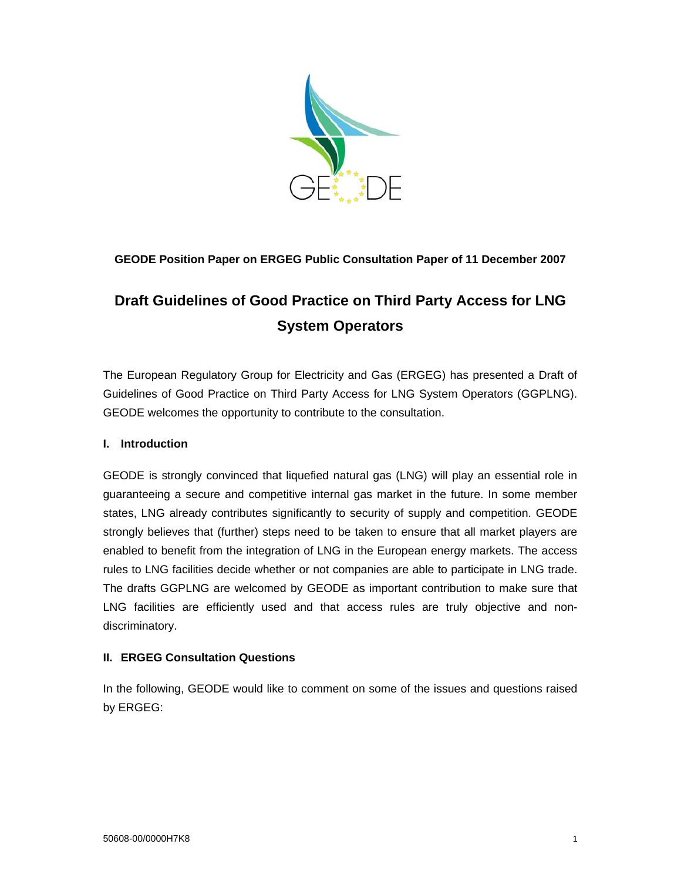**GEODE Position Paper on ERGEG Public Consultation Paper of 11 December 2007**

# Draft Guidelines of Good Practice on Third Party Access for LNG System Operators

The European Regulatory Group for Electricity and Gas (ERGEG) has presented a Draft of Guidelines of Good Practice on Third Party Access for LNG System Operators (GGPLNG). GEODE welcomes the opportunity to contribute to the consultation.

## I. Introduction

GEODE is strongly convinced that liquefied natural gas (LNG) will play an essential role in guaranteeing a secure and competitive internal gas market in the future. In some member states, LNG already contributes significantly to security of supply and competition. GEODE strongly believes that (further) steps need to be taken to ensure that all market players are enabled to benefit from the integration of LNG in the European energy markets. The access rules to LNG facilities decide whether or not companies are able to participate in LNG trade. The drafts GGPLNG are welcomed by GEODE as important contribution to make sure that LNG facilities are efficiently used and that access rules are truly objective and non-discriminatory.

## II. ERGEG Consultation Questions

In the following, GEODE would like to comment on some of the issues and questions raised by ERGEG:

50608-00/0000H7K8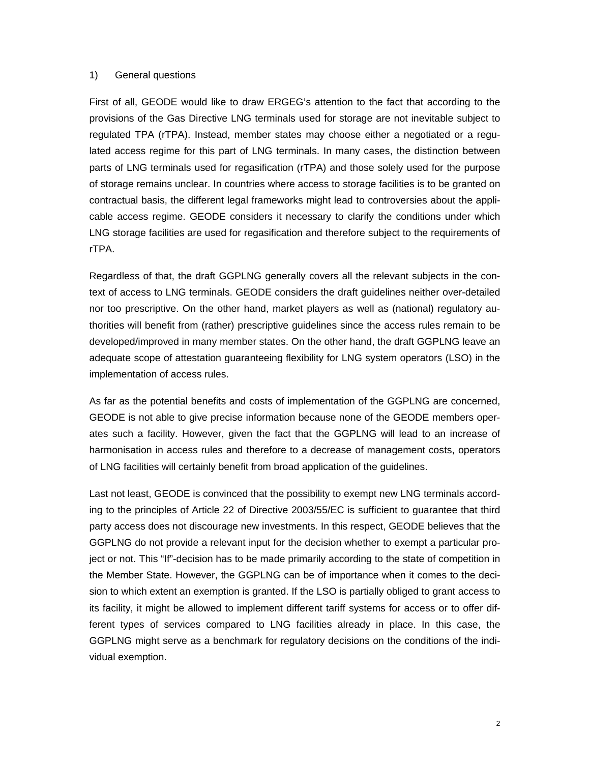1) General questions

First of all, GEODE would like to draw ERGEG's attention to the fact that according to the provisions of the Gas Directive LNG terminals used for storage are not inevitable subject to regulated TPA (rTPA). Instead, member states may choose either a negotiated or a regulated access regime for this part of LNG terminals. In many cases, the distinction between parts of LNG terminals used for regasification (rTPA) and those solely used for the purpose of storage remains unclear. In countries where access to storage facilities is to be granted on contractual basis, the different legal frameworks might lead to controversies about the applicable access regime. GEODE considers it necessary to clarify the conditions under which LNG storage facilities are used for regasification and therefore subject to the requirements of rTPA.

Regardless of that, the draft GGPLNG generally covers all the relevant subjects in the context of access to LNG terminals. GEODE considers the draft guidelines neither over-detailed nor too prescriptive. On the other hand, market players as well as (national) regulatory authorities will benefit from (rather) prescriptive guidelines since the access rules remain to be developed/improved in many member states. On the other hand, the draft GGPLNG leave an adequate scope of attestation guaranteeing flexibility for LNG system operators (LSO) in the implementation of access rules.

As far as the potential benefits and costs of implementation of the GGPLNG are concerned, GEODE is not able to give precise information because none of the GEODE members operates such a facility. However, given the fact that the GGPLNG will lead to an increase of harmonisation in access rules and therefore to a decrease of management costs, operators of LNG facilities will certainly benefit from broad application of the guidelines.

Last not least, GEODE is convinced that the possibility to exempt new LNG terminals according to the principles of Article 22 of Directive 2003/55/EC is sufficient to guarantee that third party access does not discourage new investments. In this respect, GEODE believes that the GGPLNG do not provide a relevant input for the decision whether to exempt a particular project or not. This "If"-decision has to be made primarily according to the state of competition in the Member State. However, the GGPLNG can be of importance when it comes to the decision to which extent an exemption is granted. If the LSO is partially obliged to grant access to its facility, it might be allowed to implement different tariff systems for access or to offer different types of services compared to LNG facilities already in place. In this case, the GGPLNG might serve as a benchmark for regulatory decisions on the conditions of the individual exemption.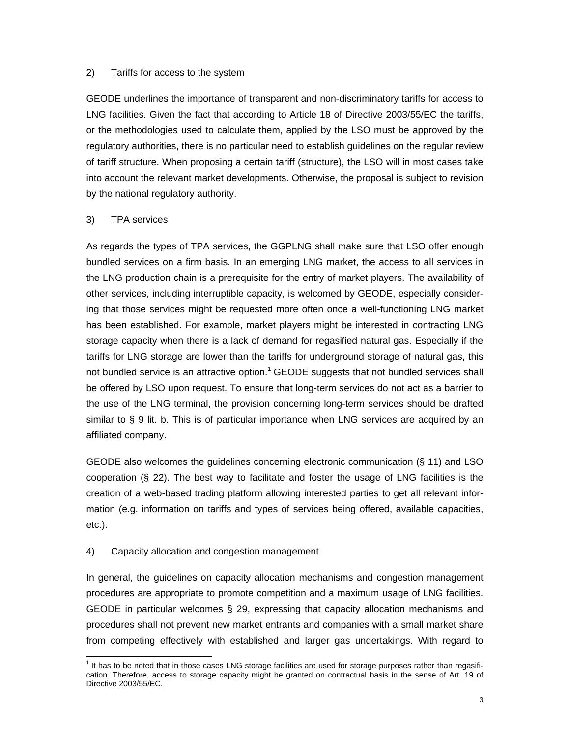2) Tariffs for access to the system

GEODE underlines the importance of transparent and non-discriminatory tariffs for access to LNG facilities. Given the fact that according to Article 18 of Directive 2003/55/EC the tariffs, or the methodologies used to calculate them, applied by the LSO must be approved by the regulatory authorities, there is no particular need to establish guidelines on the regular review of tariff structure. When proposing a certain tariff (structure), the LSO will in most cases take into account the relevant market developments. Otherwise, the proposal is subject to revision by the national regulatory authority.

3) TPA services

As regards the types of TPA services, the GGPLNG shall make sure that LSO offer enough bundled services on a firm basis. In an emerging LNG market, the access to all services in the LNG production chain is a prerequisite for the entry of market players. The availability of other services, including interruptible capacity, is welcomed by GEODE, especially considering that those services might be requested more often once a well-functioning LNG market has been established. For example, market players might be interested in contracting LNG storage capacity when there is a lack of demand for regasified natural gas. Especially if the tariffs for LNG storage are lower than the tariffs for underground storage of natural gas, this not bundled service is an attractive option.[1] GEODE suggests that not bundled services shall be offered by LSO upon request. To ensure that long-term services do not act as a barrier to the use of the LNG terminal, the provision concerning long-term services should be drafted similar to § 9 lit. b. This is of particular importance when LNG services are acquired by an affiliated company.

GEODE also welcomes the guidelines concerning electronic communication (§ 11) and LSO cooperation (§ 22). The best way to facilitate and foster the usage of LNG facilities is the creation of a web-based trading platform allowing interested parties to get all relevant information (e.g. information on tariffs and types of services being offered, available capacities, etc.).

4) Capacity allocation and congestion management

In general, the guidelines on capacity allocation mechanisms and congestion management procedures are appropriate to promote competition and a maximum usage of LNG facilities. GEODE in particular welcomes § 29, expressing that capacity allocation mechanisms and procedures shall not prevent new market entrants and companies with a small market share from competing effectively with established and larger gas undertakings. With regard to

[1] It has to be noted that in those cases LNG storage facilities are used for storage purposes rather than regasification. Therefore, access to storage capacity might be granted on contractual basis in the sense of Art. 19 of Directive 2003/55/EC.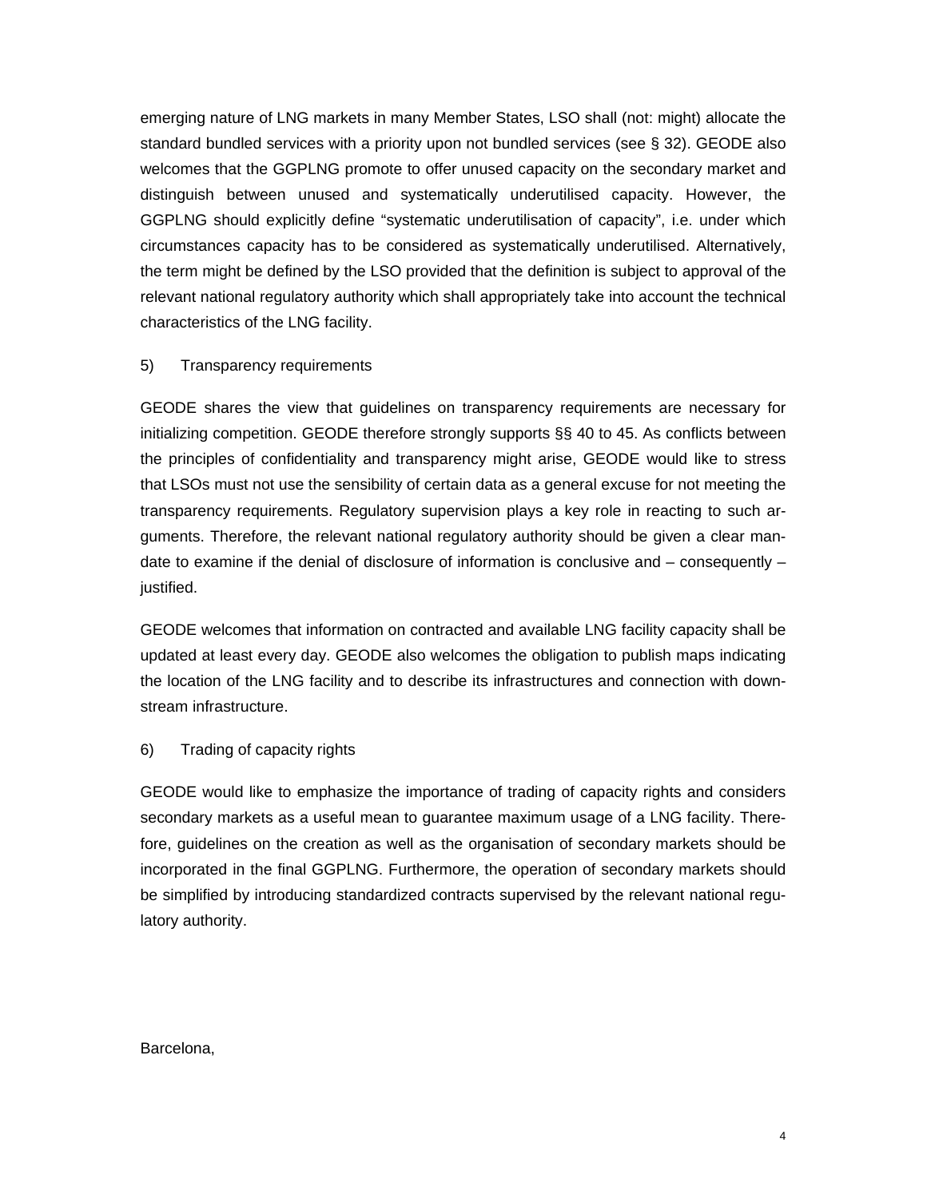emerging nature of LNG markets in many Member States, LSO shall (not: might) allocate the standard bundled services with a priority upon not bundled services (see § 32). GEODE also welcomes that the GGPLNG promote to offer unused capacity on the secondary market and distinguish between unused and systematically underutilised capacity. However, the GGPLNG should explicitly define "systematic underutilisation of capacity", i.e. under which circumstances capacity has to be considered as systematically underutilised. Alternatively, the term might be defined by the LSO provided that the definition is subject to approval of the relevant national regulatory authority which shall appropriately take into account the technical characteristics of the LNG facility.

5) Transparency requirements

GEODE shares the view that guidelines on transparency requirements are necessary for initializing competition. GEODE therefore strongly supports §§ 40 to 45. As conflicts between the principles of confidentiality and transparency might arise, GEODE would like to stress that LSOs must not use the sensibility of certain data as a general excuse for not meeting the transparency requirements. Regulatory supervision plays a key role in reacting to such arguments. Therefore, the relevant national regulatory authority should be given a clear mandate to examine if the denial of disclosure of information is conclusive and – consequently – justified.

GEODE welcomes that information on contracted and available LNG facility capacity shall be updated at least every day. GEODE also welcomes the obligation to publish maps indicating the location of the LNG facility and to describe its infrastructures and connection with downstream infrastructure.

6) Trading of capacity rights

GEODE would like to emphasize the importance of trading of capacity rights and considers secondary markets as a useful mean to guarantee maximum usage of a LNG facility. Therefore, guidelines on the creation as well as the organisation of secondary markets should be incorporated in the final GGPLNG. Furthermore, the operation of secondary markets should be simplified by introducing standardized contracts supervised by the relevant national regulatory authority.

Barcelona,